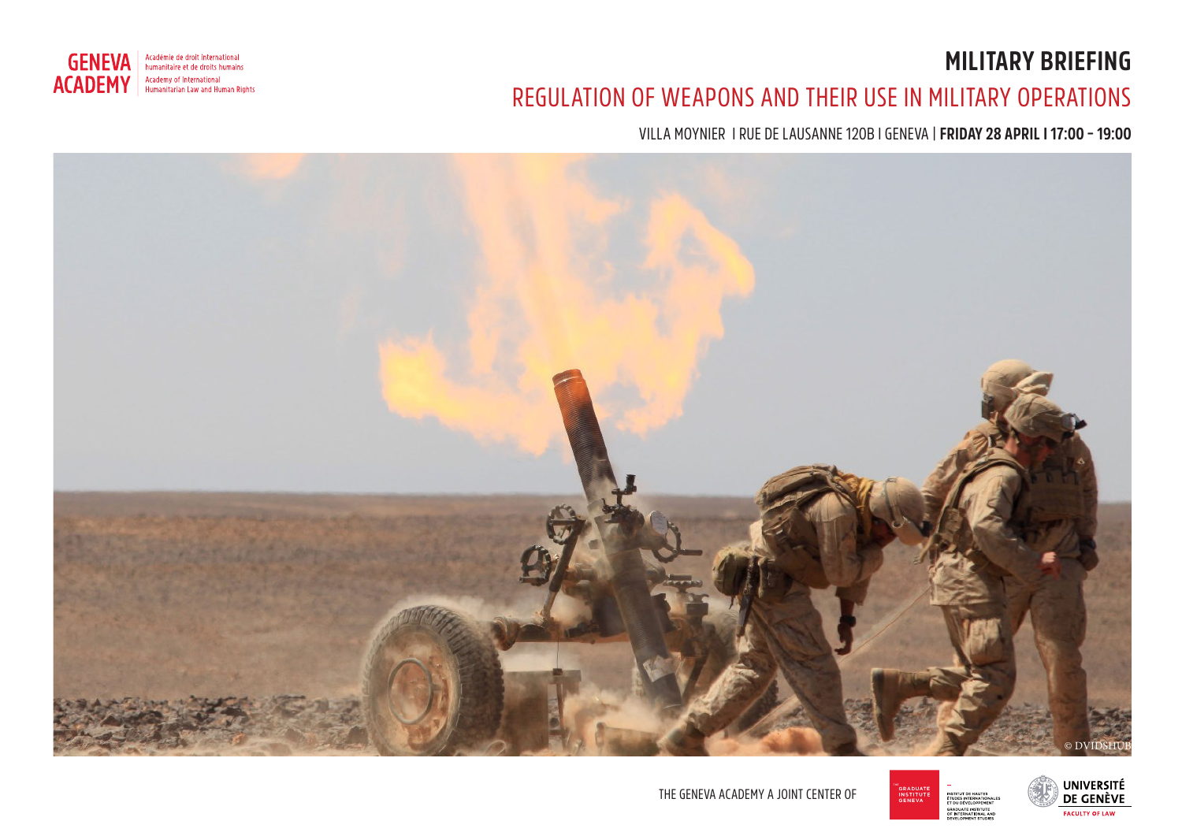GENEVA ACADEMY

Académie de droit international humanitaire et de droits humains

Academy of International Humanitarian Law and Human Rights

# MILITARY BRIEFING

## REGULATION OF WEAPONS AND THEIR USE IN MILITARY OPERATIONS

VILLA MOYNIER I RUE DE LAUSANNE 120B I GENEVA | **FRIDAY 28 APRIL I 17:00 – 19:00**

© DVIDSHUB

THE GENEVA ACADEMY A JOINT CENTER OF

THE GRADUATE INSTITUTE GENEVA

INSTITUT DE HAUTES ÉTUDES INTERNATIONALES ET DU DÉVELOPPEMENT

GRADUATE INSTITUTE OF INTERNATIONAL AND DEVELOPMENT STUDIES

UNIVERSITÉ DE GENÈVE

FACULTY OF LAW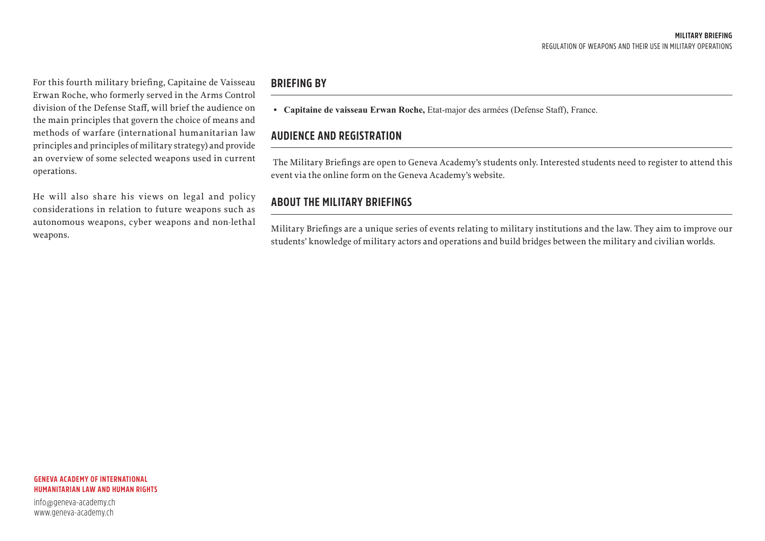For this fourth military briefing, Capitaine de Vaisseau Erwan Roche, who formerly served in the Arms Control division of the Defense Staff, will brief the audience on the main principles that govern the choice of means and methods of warfare (international humanitarian law principles and principles of military strategy) and provide an overview of some selected weapons used in current operations.

He will also share his views on legal and policy considerations in relation to future weapons such as autonomous weapons, cyber weapons and non-lethal weapons.

## BRIEFING BY

- **Capitaine de vaisseau Erwan Roche,** Etat-major des armées (Defense Staff), France.

## AUDIENCE AND REGISTRATION

The Military Briefings are open to Geneva Academy's students only. Interested students need to register to attend this event via the online form on the Geneva Academy's website.

## ABOUT THE MILITARY BRIEFINGS

Military Briefings are a unique series of events relating to military institutions and the law. They aim to improve our students' knowledge of military actors and operations and build bridges between the military and civilian worlds.

**GENEVA ACADEMY OF INTERNATIONAL HUMANITARIAN LAW AND HUMAN RIGHTS**

info@geneva-academy.ch
www.geneva-academy.ch